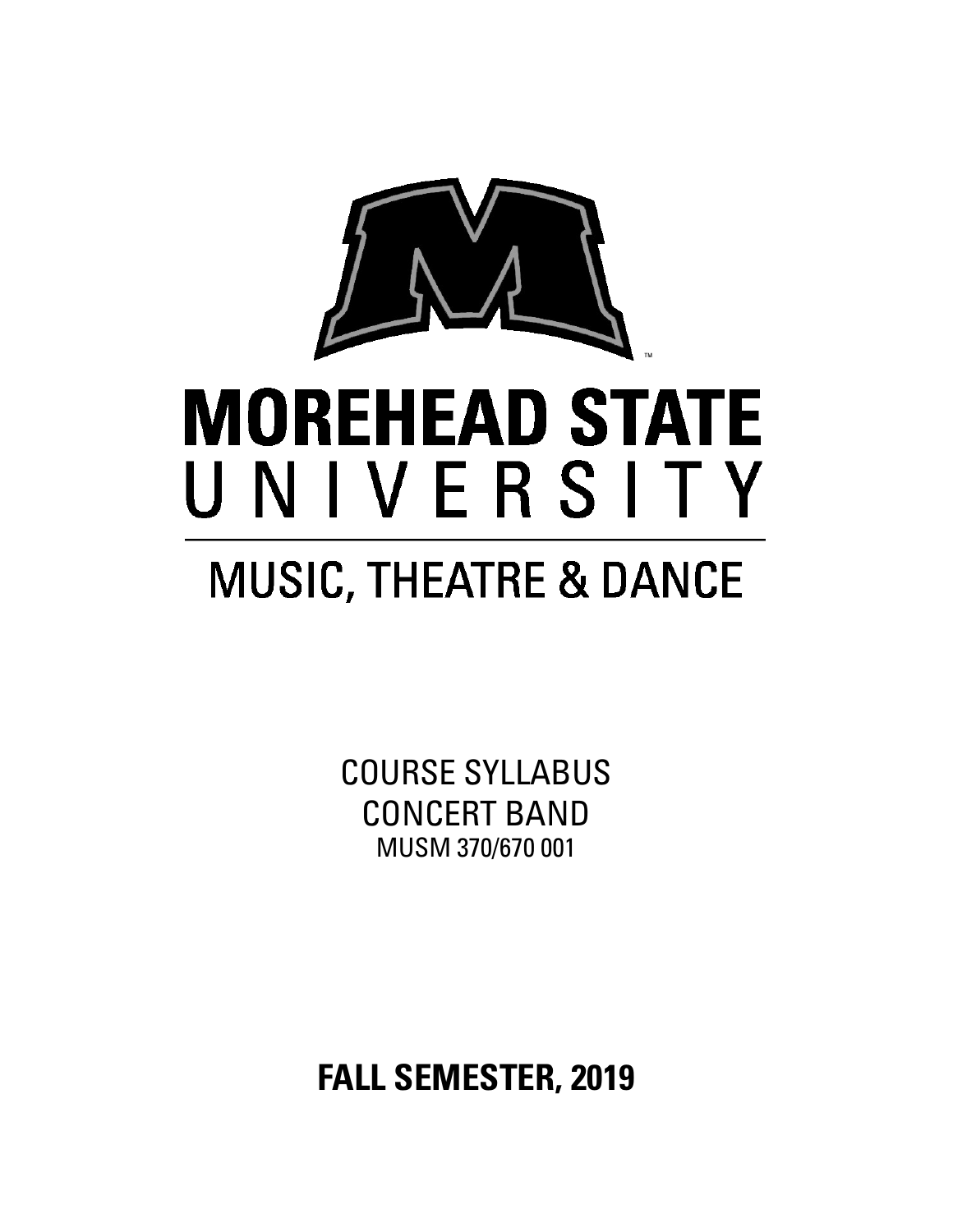# MOREHEAD STATE UNIVERSITY

## MUSIC, THEATRE & DANCE

COURSE SYLLABUS
CONCERT BAND
MUSM 370/670 001

**FALL SEMESTER, 2019**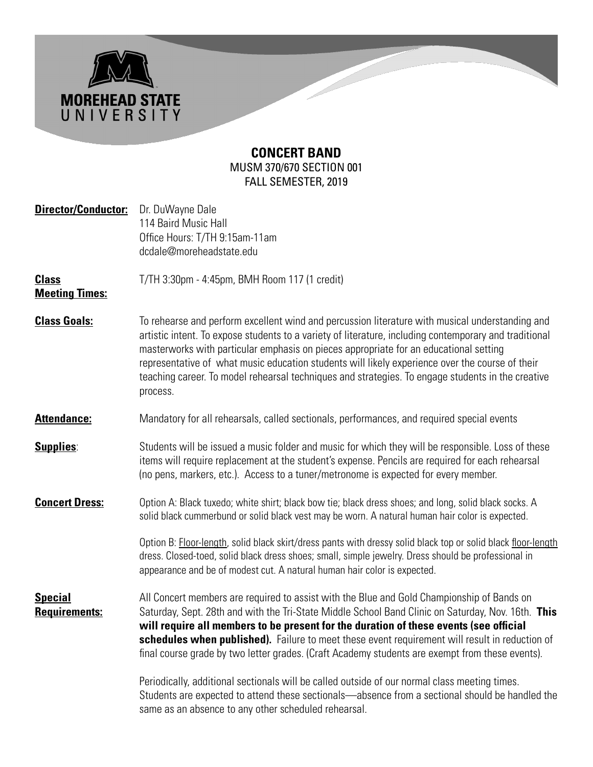MOREHEAD STATE UNIVERSITY

# CONCERT BAND

MUSM 370/670 SECTION 001
FALL SEMESTER, 2019

**Director/Conductor:** Dr. DuWayne Dale
114 Baird Music Hall
Office Hours: T/TH 9:15am-11am
dcdale@moreheadstate.edu

**Class Meeting Times:** T/TH 3:30pm - 4:45pm, BMH Room 117 (1 credit)

**Class Goals:** To rehearse and perform excellent wind and percussion literature with musical understanding and artistic intent. To expose students to a variety of literature, including contemporary and traditional masterworks with particular emphasis on pieces appropriate for an educational setting representative of what music education students will likely experience over the course of their teaching career. To model rehearsal techniques and strategies. To engage students in the creative process.

**Attendance:** Mandatory for all rehearsals, called sectionals, performances, and required special events

**Supplies**: Students will be issued a music folder and music for which they will be responsible. Loss of these items will require replacement at the student's expense. Pencils are required for each rehearsal (no pens, markers, etc.). Access to a tuner/metronome is expected for every member.

**Concert Dress:** Option A: Black tuxedo; white shirt; black bow tie; black dress shoes; and long, solid black socks. A solid black cummerbund or solid black vest may be worn. A natural human hair color is expected.

Option B: Floor-length, solid black skirt/dress pants with dressy solid black top or solid black floor-length dress. Closed-toed, solid black dress shoes; small, simple jewelry. Dress should be professional in appearance and be of modest cut. A natural human hair color is expected.

**Special Requirements:** All Concert members are required to assist with the Blue and Gold Championship of Bands on Saturday, Sept. 28th and with the Tri-State Middle School Band Clinic on Saturday, Nov. 16th. **This will require all members to be present for the duration of these events (see official schedules when published).** Failure to meet these event requirement will result in reduction of final course grade by two letter grades. (Craft Academy students are exempt from these events).

Periodically, additional sectionals will be called outside of our normal class meeting times. Students are expected to attend these sectionals—absence from a sectional should be handled the same as an absence to any other scheduled rehearsal.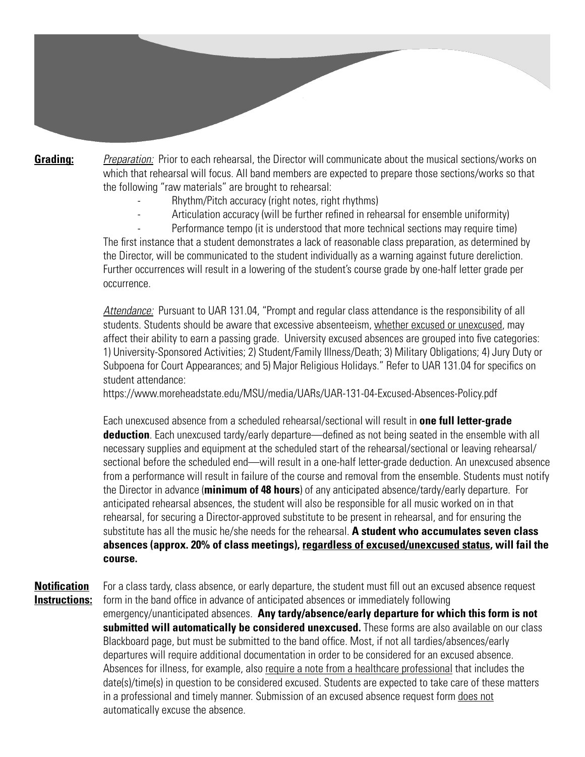**<u>Grading:</u>**

*<u>Preparation:</u>* Prior to each rehearsal, the Director will communicate about the musical sections/works on which that rehearsal will focus. All band members are expected to prepare those sections/works so that the following "raw materials" are brought to rehearsal:

- Rhythm/Pitch accuracy (right notes, right rhythms)
- Articulation accuracy (will be further refined in rehearsal for ensemble uniformity)
- Performance tempo (it is understood that more technical sections may require time)

The first instance that a student demonstrates a lack of reasonable class preparation, as determined by the Director, will be communicated to the student individually as a warning against future dereliction. Further occurrences will result in a lowering of the student's course grade by one-half letter grade per occurrence.

*<u>Attendance:</u>* Pursuant to UAR 131.04, "Prompt and regular class attendance is the responsibility of all students. Students should be aware that excessive absenteeism, <u>whether excused or unexcused</u>, may affect their ability to earn a passing grade. University excused absences are grouped into five categories: 1) University-Sponsored Activities; 2) Student/Family Illness/Death; 3) Military Obligations; 4) Jury Duty or Subpoena for Court Appearances; and 5) Major Religious Holidays." Refer to UAR 131.04 for specifics on student attendance:
https://www.moreheadstate.edu/MSU/media/UARs/UAR-131-04-Excused-Absences-Policy.pdf

Each unexcused absence from a scheduled rehearsal/sectional will result in **one full letter-grade deduction**. Each unexcused tardy/early departure—defined as not being seated in the ensemble with all necessary supplies and equipment at the scheduled start of the rehearsal/sectional or leaving rehearsal/sectional before the scheduled end—will result in a one-half letter-grade deduction. An unexcused absence from a performance will result in failure of the course and removal from the ensemble. Students must notify the Director in advance (**minimum of 48 hours**) of any anticipated absence/tardy/early departure. For anticipated rehearsal absences, the student will also be responsible for all music worked on in that rehearsal, for securing a Director-approved substitute to be present in rehearsal, and for ensuring the substitute has all the music he/she needs for the rehearsal. **A student who accumulates seven class absences (approx. 20% of class meetings), <u>regardless of excused/unexcused status</u>, will fail the course.**

**<u>Notification Instructions:</u>**

For a class tardy, class absence, or early departure, the student must fill out an excused absence request form in the band office in advance of anticipated absences or immediately following emergency/unanticipated absences. **Any tardy/absence/early departure for which this form is not submitted will automatically be considered unexcused.** These forms are also available on our class Blackboard page, but must be submitted to the band office. Most, if not all tardies/absences/early departures will require additional documentation in order to be considered for an excused absence. Absences for illness, for example, also <u>require a note from a healthcare professional</u> that includes the date(s)/time(s) in question to be considered excused. Students are expected to take care of these matters in a professional and timely manner. Submission of an excused absence request form <u>does not</u> automatically excuse the absence.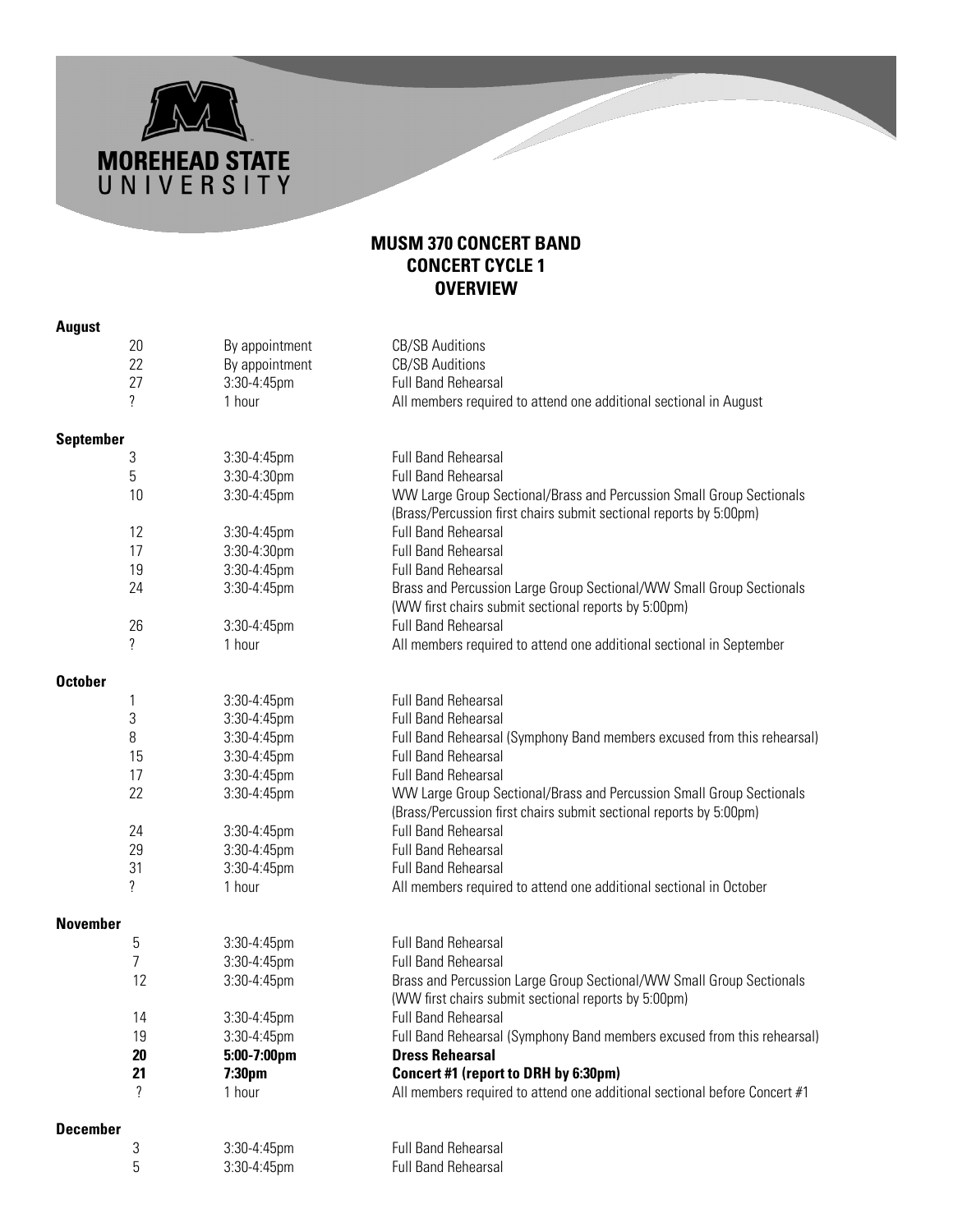# MUSM 370 CONCERT BAND
## CONCERT CYCLE 1
## OVERVIEW

**August**

| | | |
|---|---|---|
| 20 | By appointment | CB/SB Auditions |
| 22 | By appointment | CB/SB Auditions |
| 27 | 3:30-4:45pm | Full Band Rehearsal |
| ? | 1 hour | All members required to attend one additional sectional in August |

**September**

| | | |
|---|---|---|
| 3 | 3:30-4:45pm | Full Band Rehearsal |
| 5 | 3:30-4:30pm | Full Band Rehearsal |
| 10 | 3:30-4:45pm | WW Large Group Sectional/Brass and Percussion Small Group Sectionals (Brass/Percussion first chairs submit sectional reports by 5:00pm) |
| 12 | 3:30-4:45pm | Full Band Rehearsal |
| 17 | 3:30-4:30pm | Full Band Rehearsal |
| 19 | 3:30-4:45pm | Full Band Rehearsal |
| 24 | 3:30-4:45pm | Brass and Percussion Large Group Sectional/WW Small Group Sectionals (WW first chairs submit sectional reports by 5:00pm) |
| 26 | 3:30-4:45pm | Full Band Rehearsal |
| ? | 1 hour | All members required to attend one additional sectional in September |

**October**

| | | |
|---|---|---|
| 1 | 3:30-4:45pm | Full Band Rehearsal |
| 3 | 3:30-4:45pm | Full Band Rehearsal |
| 8 | 3:30-4:45pm | Full Band Rehearsal (Symphony Band members excused from this rehearsal) |
| 15 | 3:30-4:45pm | Full Band Rehearsal |
| 17 | 3:30-4:45pm | Full Band Rehearsal |
| 22 | 3:30-4:45pm | WW Large Group Sectional/Brass and Percussion Small Group Sectionals (Brass/Percussion first chairs submit sectional reports by 5:00pm) |
| 24 | 3:30-4:45pm | Full Band Rehearsal |
| 29 | 3:30-4:45pm | Full Band Rehearsal |
| 31 | 3:30-4:45pm | Full Band Rehearsal |
| ? | 1 hour | All members required to attend one additional sectional in October |

**November**

| | | |
|---|---|---|
| 5 | 3:30-4:45pm | Full Band Rehearsal |
| 7 | 3:30-4:45pm | Full Band Rehearsal |
| 12 | 3:30-4:45pm | Brass and Percussion Large Group Sectional/WW Small Group Sectionals (WW first chairs submit sectional reports by 5:00pm) |
| 14 | 3:30-4:45pm | Full Band Rehearsal |
| 19 | 3:30-4:45pm | Full Band Rehearsal (Symphony Band members excused from this rehearsal) |
| **20** | **5:00-7:00pm** | **Dress Rehearsal** |
| **21** | **7:30pm** | **Concert #1 (report to DRH by 6:30pm)** |
| ? | 1 hour | All members required to attend one additional sectional before Concert #1 |

**December**

| | | |
|---|---|---|
| 3 | 3:30-4:45pm | Full Band Rehearsal |
| 5 | 3:30-4:45pm | Full Band Rehearsal |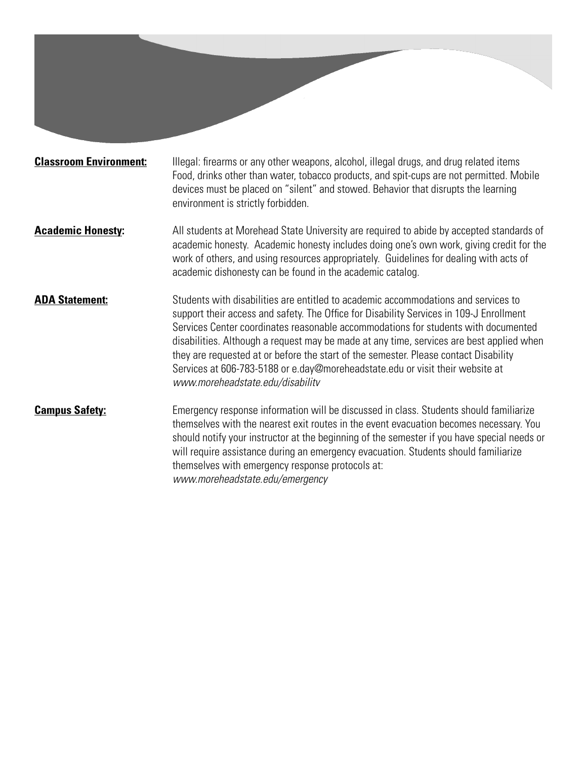**Classroom Environment:** Illegal: firearms or any other weapons, alcohol, illegal drugs, and drug related items Food, drinks other than water, tobacco products, and spit-cups are not permitted. Mobile devices must be placed on "silent" and stowed. Behavior that disrupts the learning environment is strictly forbidden.

**Academic Honesty:** All students at Morehead State University are required to abide by accepted standards of academic honesty. Academic honesty includes doing one's own work, giving credit for the work of others, and using resources appropriately. Guidelines for dealing with acts of academic dishonesty can be found in the academic catalog.

**ADA Statement:** Students with disabilities are entitled to academic accommodations and services to support their access and safety. The Office for Disability Services in 109-J Enrollment Services Center coordinates reasonable accommodations for students with documented disabilities. Although a request may be made at any time, services are best applied when they are requested at or before the start of the semester. Please contact Disability Services at 606-783-5188 or e.day@moreheadstate.edu or visit their website at *www.moreheadstate.edu/disability*

**Campus Safety:** Emergency response information will be discussed in class. Students should familiarize themselves with the nearest exit routes in the event evacuation becomes necessary. You should notify your instructor at the beginning of the semester if you have special needs or will require assistance during an emergency evacuation. Students should familiarize themselves with emergency response protocols at: *www.moreheadstate.edu/emergency*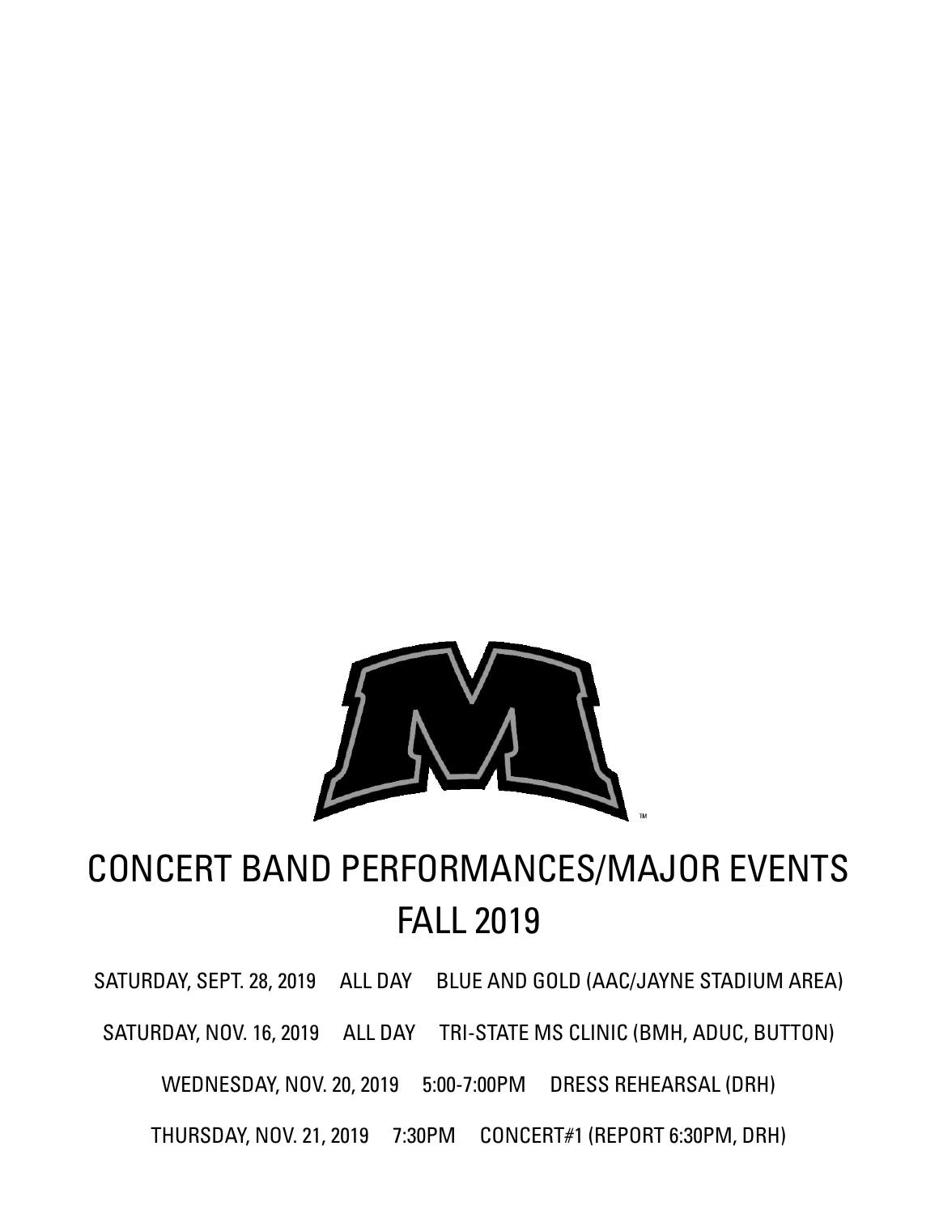# CONCERT BAND PERFORMANCES/MAJOR EVENTS
# FALL 2019

SATURDAY, SEPT. 28, 2019 ALL DAY BLUE AND GOLD (AAC/JAYNE STADIUM AREA)

SATURDAY, NOV. 16, 2019 ALL DAY TRI-STATE MS CLINIC (BMH, ADUC, BUTTON)

WEDNESDAY, NOV. 20, 2019 5:00-7:00PM DRESS REHEARSAL (DRH)

THURSDAY, NOV. 21, 2019 7:30PM CONCERT#1 (REPORT 6:30PM, DRH)